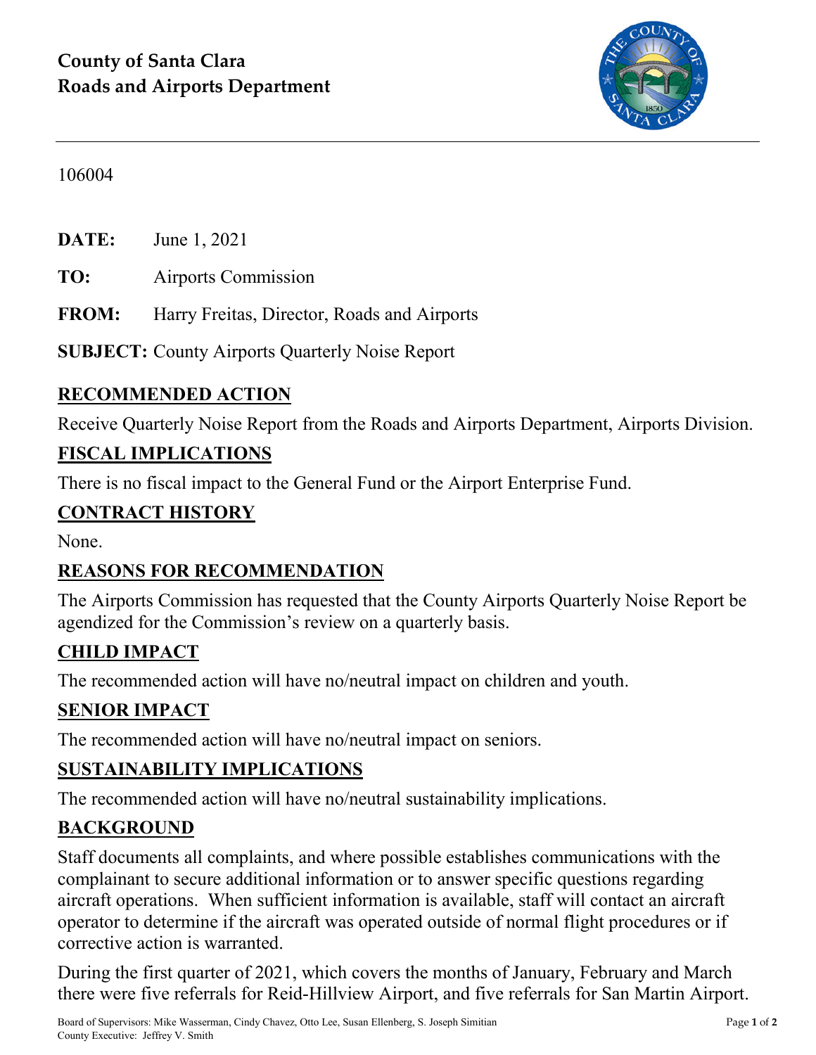**County of Santa Clara**
**Roads and Airports Department**

106004

**DATE:** June 1, 2021

**TO:** Airports Commission

**FROM:** Harry Freitas, Director, Roads and Airports

**SUBJECT:** County Airports Quarterly Noise Report

## RECOMMENDED ACTION

Receive Quarterly Noise Report from the Roads and Airports Department, Airports Division.

## FISCAL IMPLICATIONS

There is no fiscal impact to the General Fund or the Airport Enterprise Fund.

## CONTRACT HISTORY

None.

## REASONS FOR RECOMMENDATION

The Airports Commission has requested that the County Airports Quarterly Noise Report be agendized for the Commission's review on a quarterly basis.

## CHILD IMPACT

The recommended action will have no/neutral impact on children and youth.

## SENIOR IMPACT

The recommended action will have no/neutral impact on seniors.

## SUSTAINABILITY IMPLICATIONS

The recommended action will have no/neutral sustainability implications.

## BACKGROUND

Staff documents all complaints, and where possible establishes communications with the complainant to secure additional information or to answer specific questions regarding aircraft operations. When sufficient information is available, staff will contact an aircraft operator to determine if the aircraft was operated outside of normal flight procedures or if corrective action is warranted.

During the first quarter of 2021, which covers the months of January, February and March there were five referrals for Reid-Hillview Airport, and five referrals for San Martin Airport.

Board of Supervisors: Mike Wasserman, Cindy Chavez, Otto Lee, Susan Ellenberg, S. Joseph Simitian
County Executive: Jeffrey V. Smith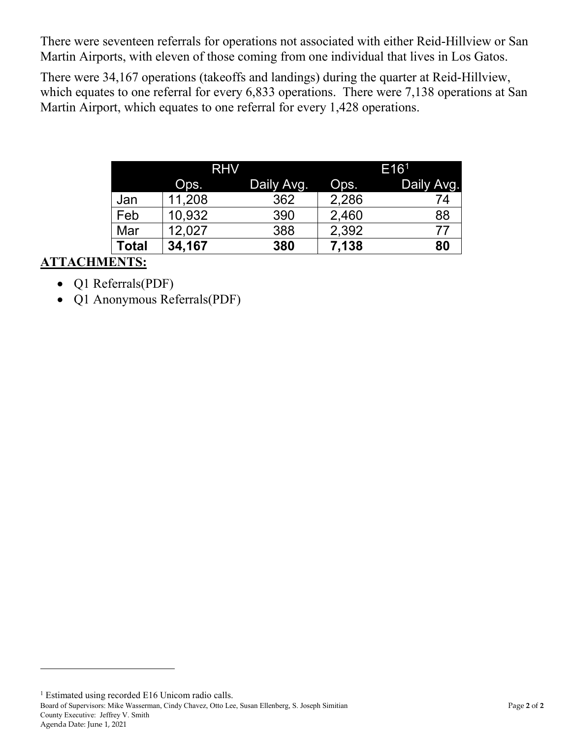There were seventeen referrals for operations not associated with either Reid-Hillview or San Martin Airports, with eleven of those coming from one individual that lives in Los Gatos.

There were 34,167 operations (takeoffs and landings) during the quarter at Reid-Hillview, which equates to one referral for every 6,833 operations. There were 7,138 operations at San Martin Airport, which equates to one referral for every 1,428 operations.

| | RHV | | E16[1] | |
|---|---|---|---|---|
| | Ops. | Daily Avg. | Ops. | Daily Avg. |
| Jan | 11,208 | 362 | 2,286 | 74 |
| Feb | 10,932 | 390 | 2,460 | 88 |
| Mar | 12,027 | 388 | 2,392 | 77 |
| **Total** | **34,167** | **380** | **7,138** | **80** |

## ATTACHMENTS:

- Q1 Referrals(PDF)
- Q1 Anonymous Referrals(PDF)

[1] Estimated using recorded E16 Unicom radio calls.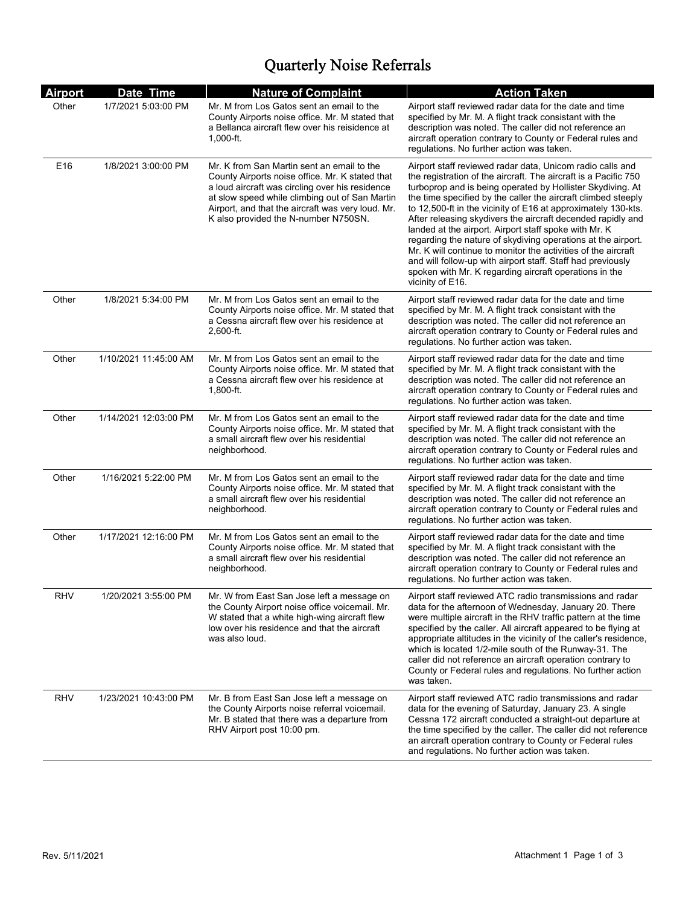# Quarterly Noise Referrals

| Airport | Date Time | Nature of Complaint | Action Taken |
|---|---|---|---|
| Other | 1/7/2021 5:03:00 PM | Mr. M from Los Gatos sent an email to the County Airports noise office. Mr. M stated that a Bellanca aircraft flew over his reisidence at 1,000-ft. | Airport staff reviewed radar data for the date and time specified by Mr. M. A flight track consistant with the description was noted. The caller did not reference an aircraft operation contrary to County or Federal rules and regulations. No further action was taken. |
| E16 | 1/8/2021 3:00:00 PM | Mr. K from San Martin sent an email to the County Airports noise office. Mr. K stated that a loud aircraft was circling over his residence at slow speed while climbing out of San Martin Airport, and that the aircraft was very loud. Mr. K also provided the N-number N750SN. | Airport staff reviewed radar data, Unicom radio calls and the registration of the aircraft. The aircraft is a Pacific 750 turboprop and is being operated by Hollister Skydiving. At the time specified by the caller the aircraft climbed steeply to 12,500-ft in the vicinity of E16 at approximately 130-kts. After releasing skydivers the aircraft decended rapidly and landed at the airport. Airport staff spoke with Mr. K regarding the nature of skydiving operations at the airport. Mr. K will continue to monitor the activities of the aircraft and will follow-up with airport staff. Staff had previously spoken with Mr. K regarding aircraft operations in the vicinity of E16. |
| Other | 1/8/2021 5:34:00 PM | Mr. M from Los Gatos sent an email to the County Airports noise office. Mr. M stated that a Cessna aircraft flew over his residence at 2,600-ft. | Airport staff reviewed radar data for the date and time specified by Mr. M. A flight track consistant with the description was noted. The caller did not reference an aircraft operation contrary to County or Federal rules and regulations. No further action was taken. |
| Other | 1/10/2021 11:45:00 AM | Mr. M from Los Gatos sent an email to the County Airports noise office. Mr. M stated that a Cessna aircraft flew over his residence at 1,800-ft. | Airport staff reviewed radar data for the date and time specified by Mr. M. A flight track consistant with the description was noted. The caller did not reference an aircraft operation contrary to County or Federal rules and regulations. No further action was taken. |
| Other | 1/14/2021 12:03:00 PM | Mr. M from Los Gatos sent an email to the County Airports noise office. Mr. M stated that a small aircraft flew over his residential neighborhood. | Airport staff reviewed radar data for the date and time specified by Mr. M. A flight track consistant with the description was noted. The caller did not reference an aircraft operation contrary to County or Federal rules and regulations. No further action was taken. |
| Other | 1/16/2021 5:22:00 PM | Mr. M from Los Gatos sent an email to the County Airports noise office. Mr. M stated that a small aircraft flew over his residential neighborhood. | Airport staff reviewed radar data for the date and time specified by Mr. M. A flight track consistant with the description was noted. The caller did not reference an aircraft operation contrary to County or Federal rules and regulations. No further action was taken. |
| Other | 1/17/2021 12:16:00 PM | Mr. M from Los Gatos sent an email to the County Airports noise office. Mr. M stated that a small aircraft flew over his residential neighborhood. | Airport staff reviewed radar data for the date and time specified by Mr. M. A flight track consistant with the description was noted. The caller did not reference an aircraft operation contrary to County or Federal rules and regulations. No further action was taken. |
| RHV | 1/20/2021 3:55:00 PM | Mr. W from East San Jose left a message on the County Airport noise office voicemail. Mr. W stated that a white high-wing aircraft flew low over his residence and that the aircraft was also loud. | Airport staff reviewed ATC radio transmissions and radar data for the afternoon of Wednesday, January 20. There were multiple aircraft in the RHV traffic pattern at the time specified by the caller. All aircraft appeared to be flying at appropriate altitudes in the vicinity of the caller's residence, which is located 1/2-mile south of the Runway-31. The caller did not reference an aircraft operation contrary to County or Federal rules and regulations. No further action was taken. |
| RHV | 1/23/2021 10:43:00 PM | Mr. B from East San Jose left a message on the County Airports noise referral voicemail. Mr. B stated that there was a departure from RHV Airport post 10:00 pm. | Airport staff reviewed ATC radio transmissions and radar data for the evening of Saturday, January 23. A single Cessna 172 aircraft conducted a straight-out departure at the time specified by the caller. The caller did not reference an aircraft operation contrary to County or Federal rules and regulations. No further action was taken. |

Rev. 5/11/2021

Attachment 1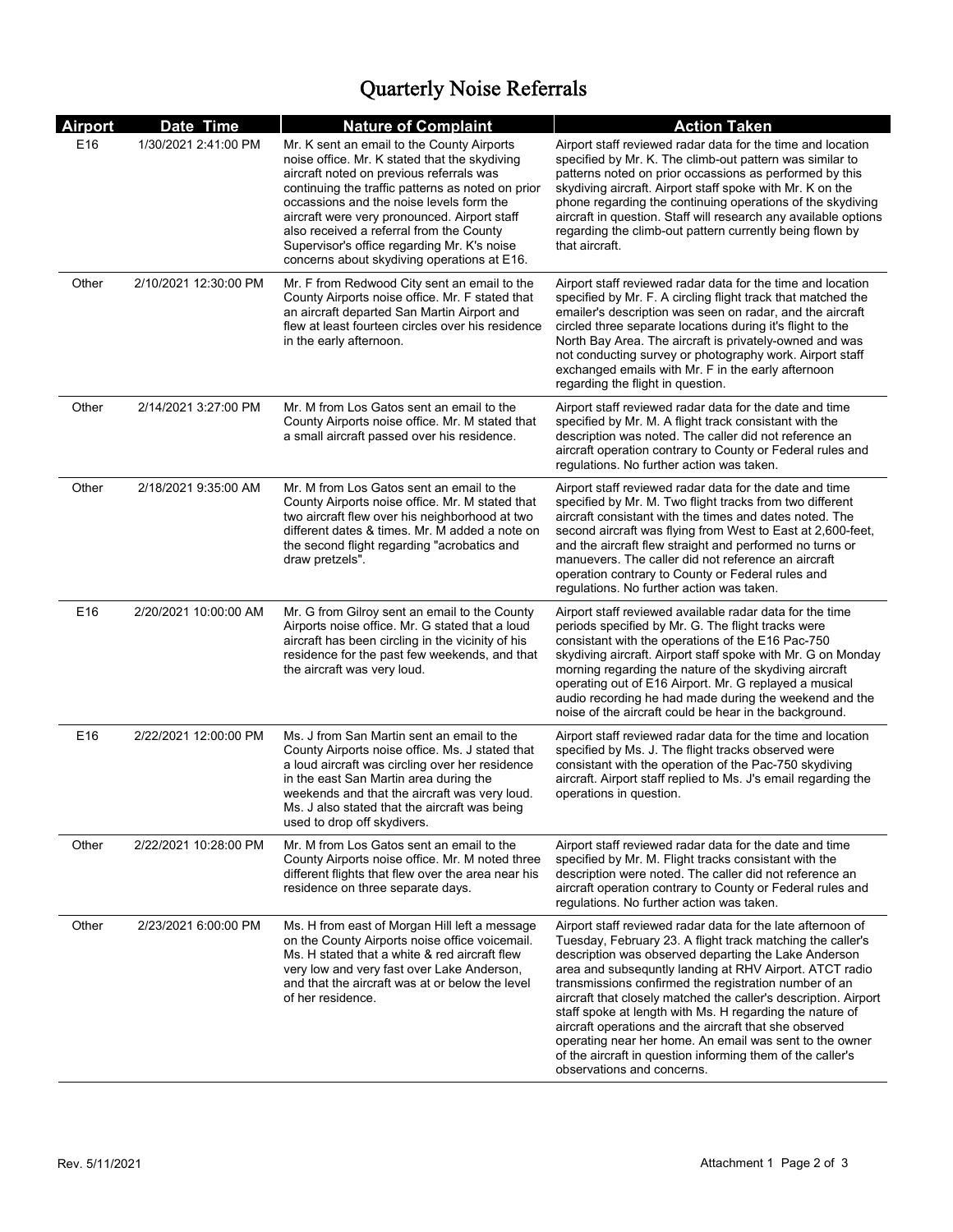# Quarterly Noise Referrals

| Airport | Date Time | Nature of Complaint | Action Taken |
|---|---|---|---|
| E16 | 1/30/2021 2:41:00 PM | Mr. K sent an email to the County Airports noise office. Mr. K stated that the skydiving aircraft noted on previous referrals was continuing the traffic patterns as noted on prior occassions and the noise levels form the aircraft were very pronounced. Airport staff also received a referral from the County Supervisor's office regarding Mr. K's noise concerns about skydiving operations at E16. | Airport staff reviewed radar data for the time and location specified by Mr. K. The climb-out pattern was similar to patterns noted on prior occassions as performed by this skydiving aircraft. Airport staff spoke with Mr. K on the phone regarding the continuing operations of the skydiving aircraft in question. Staff will research any available options regarding the climb-out pattern currently being flown by that aircraft. |
| Other | 2/10/2021 12:30:00 PM | Mr. F from Redwood City sent an email to the County Airports noise office. Mr. F stated that an aircraft departed San Martin Airport and flew at least fourteen circles over his residence in the early afternoon. | Airport staff reviewed radar data for the time and location specified by Mr. F. A circling flight track that matched the emailer's description was seen on radar, and the aircraft circled three separate locations during it's flight to the North Bay Area. The aircraft is privately-owned and was not conducting survey or photography work. Airport staff exchanged emails with Mr. F in the early afternoon regarding the flight in question. |
| Other | 2/14/2021 3:27:00 PM | Mr. M from Los Gatos sent an email to the County Airports noise office. Mr. M stated that a small aircraft passed over his residence. | Airport staff reviewed radar data for the date and time specified by Mr. M. A flight track consistant with the description was noted. The caller did not reference an aircraft operation contrary to County or Federal rules and regulations. No further action was taken. |
| Other | 2/18/2021 9:35:00 AM | Mr. M from Los Gatos sent an email to the County Airports noise office. Mr. M stated that two aircraft flew over his neighborhood at two different dates & times. Mr. M added a note on the second flight regarding "acrobatics and draw pretzels". | Airport staff reviewed radar data for the date and time specified by Mr. M. Two flight tracks from two different aircraft consistant with the times and dates noted. The second aircraft was flying from West to East at 2,600-feet, and the aircraft flew straight and performed no turns or manuevers. The caller did not reference an aircraft operation contrary to County or Federal rules and regulations. No further action was taken. |
| E16 | 2/20/2021 10:00:00 AM | Mr. G from Gilroy sent an email to the County Airports noise office. Mr. G stated that a loud aircraft has been circling in the vicinity of his residence for the past few weekends, and that the aircraft was very loud. | Airport staff reviewed available radar data for the time periods specified by Mr. G. The flight tracks were consistant with the operations of the E16 Pac-750 skydiving aircraft. Airport staff spoke with Mr. G on Monday morning regarding the nature of the skydiving aircraft operating out of E16 Airport. Mr. G replayed a musical audio recording he had made during the weekend and the noise of the aircraft could be hear in the background. |
| E16 | 2/22/2021 12:00:00 PM | Ms. J from San Martin sent an email to the County Airports noise office. Ms. J stated that a loud aircraft was circling over her residence in the east San Martin area during the weekends and that the aircraft was very loud. Ms. J also stated that the aircraft was being used to drop off skydivers. | Airport staff reviewed radar data for the time and location specified by Ms. J. The flight tracks observed were consistant with the operation of the Pac-750 skydiving aircraft. Airport staff replied to Ms. J's email regarding the operations in question. |
| Other | 2/22/2021 10:28:00 PM | Mr. M from Los Gatos sent an email to the County Airports noise office. Mr. M noted three different flights that flew over the area near his residence on three separate days. | Airport staff reviewed radar data for the date and time specified by Mr. M. Flight tracks consistant with the description were noted. The caller did not reference an aircraft operation contrary to County or Federal rules and regulations. No further action was taken. |
| Other | 2/23/2021 6:00:00 PM | Ms. H from east of Morgan Hill left a message on the County Airports noise office voicemail. Ms. H stated that a white & red aircraft flew very low and very fast over Lake Anderson, and that the aircraft was at or below the level of her residence. | Airport staff reviewed radar data for the late afternoon of Tuesday, February 23. A flight track matching the caller's description was observed departing the Lake Anderson area and subsequntly landing at RHV Airport. ATCT radio transmissions confirmed the registration number of an aircraft that closely matched the caller's description. Airport staff spoke at length with Ms. H regarding the nature of aircraft operations and the aircraft that she observed operating near her home. An email was sent to the owner of the aircraft in question informing them of the caller's observations and concerns. |

Rev. 5/11/2021

Attachment 1 Page 2 of 3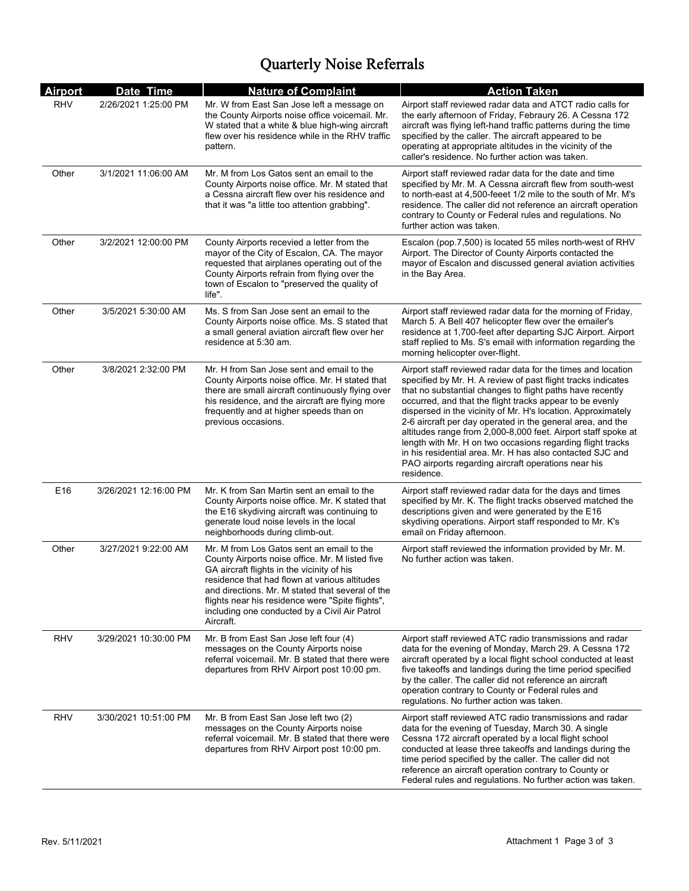# Quarterly Noise Referrals

| Airport | Date Time | Nature of Complaint | Action Taken |
|---|---|---|---|
| RHV | 2/26/2021 1:25:00 PM | Mr. W from East San Jose left a message on the County Airports noise office voicemail. Mr. W stated that a white & blue high-wing aircraft flew over his residence while in the RHV traffic pattern. | Airport staff reviewed radar data and ATCT radio calls for the early afternoon of Friday, Febraury 26. A Cessna 172 aircraft was flying left-hand traffic patterns during the time specified by the caller. The aircraft appeared to be operating at appropriate altitudes in the vicinity of the caller's residence. No further action was taken. |
| Other | 3/1/2021 11:06:00 AM | Mr. M from Los Gatos sent an email to the County Airports noise office. Mr. M stated that a Cessna aircraft flew over his residence and that it was "a little too attention grabbing". | Airport staff reviewed radar data for the date and time specified by Mr. M. A Cessna aircraft flew from south-west to north-east at 4,500-feeet 1/2 mile to the south of Mr. M's residence. The caller did not reference an aircraft operation contrary to County or Federal rules and regulations. No further action was taken. |
| Other | 3/2/2021 12:00:00 PM | County Airports recevied a letter from the mayor of the City of Escalon, CA. The mayor requested that airplanes operating out of the County Airports refrain from flying over the town of Escalon to "preserved the quality of life". | Escalon (pop.7,500) is located 55 miles north-west of RHV Airport. The Director of County Airports contacted the mayor of Escalon and discussed general aviation activities in the Bay Area. |
| Other | 3/5/2021 5:30:00 AM | Ms. S from San Jose sent an email to the County Airports noise office. Ms. S stated that a small general aviation aircraft flew over her residence at 5:30 am. | Airport staff reviewed radar data for the morning of Friday, March 5. A Bell 407 helicopter flew over the emailer's residence at 1,700-feet after departing SJC Airport. Airport staff replied to Ms. S's email with information regarding the morning helicopter over-flight. |
| Other | 3/8/2021 2:32:00 PM | Mr. H from San Jose sent and email to the County Airports noise office. Mr. H stated that there are small aircraft continuously flying over his residence, and the aircraft are flying more frequently and at higher speeds than on previous occasions. | Airport staff reviewed radar data for the times and location specified by Mr. H. A review of past flight tracks indicates that no substantial changes to flight paths have recently occurred, and that the flight tracks appear to be evenly dispersed in the vicinity of Mr. H's location. Approximately 2-6 aircraft per day operated in the general area, and the altitudes range from 2,000-8,000 feet. Airport staff spoke at length with Mr. H on two occasions regarding flight tracks in his residential area. Mr. H has also contacted SJC and PAO airports regarding aircraft operations near his residence. |
| E16 | 3/26/2021 12:16:00 PM | Mr. K from San Martin sent an email to the County Airports noise office. Mr. K stated that the E16 skydiving aircraft was continuing to generate loud noise levels in the local neighborhoods during climb-out. | Airport staff reviewed radar data for the days and times specified by Mr. K. The flight tracks observed matched the descriptions given and were generated by the E16 skydiving operations. Airport staff responded to Mr. K's email on Friday afternoon. |
| Other | 3/27/2021 9:22:00 AM | Mr. M from Los Gatos sent an email to the County Airports noise office. Mr. M listed five GA aircraft flights in the vicinity of his residence that had flown at various altitudes and directions. Mr. M stated that several of the flights near his residence were "Spite flights", including one conducted by a Civil Air Patrol Aircraft. | Airport staff reviewed the information provided by Mr. M. No further action was taken. |
| RHV | 3/29/2021 10:30:00 PM | Mr. B from East San Jose left four (4) messages on the County Airports noise referral voicemail. Mr. B stated that there were departures from RHV Airport post 10:00 pm. | Airport staff reviewed ATC radio transmissions and radar data for the evening of Monday, March 29. A Cessna 172 aircraft operated by a local flight school conducted at least five takeoffs and landings during the time period specified by the caller. The caller did not reference an aircraft operation contrary to County or Federal rules and regulations. No further action was taken. |
| RHV | 3/30/2021 10:51:00 PM | Mr. B from East San Jose left two (2) messages on the County Airports noise referral voicemail. Mr. B stated that there were departures from RHV Airport post 10:00 pm. | Airport staff reviewed ATC radio transmissions and radar data for the evening of Tuesday, March 30. A single Cessna 172 aircraft operated by a local flight school conducted at lease three takeoffs and landings during the time period specified by the caller. The caller did not reference an aircraft operation contrary to County or Federal rules and regulations. No further action was taken. |

Rev. 5/11/2021

Attachment 1 Page 3 of 3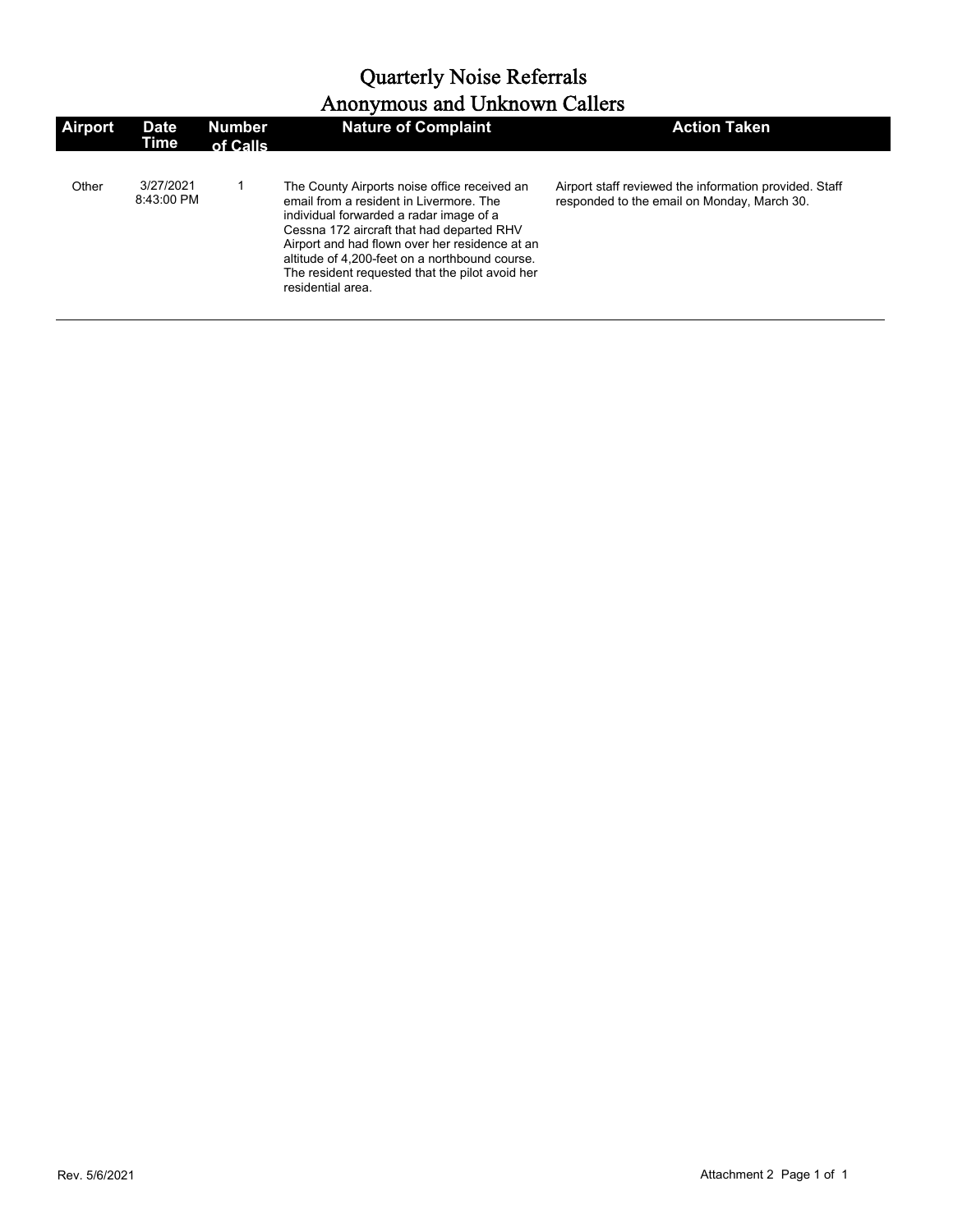# Quarterly Noise Referrals
## Anonymous and Unknown Callers

| Airport | Date Time | Number of Calls | Nature of Complaint | Action Taken |
| --- | --- | --- | --- | --- |
| Other | 3/27/2021 8:43:00 PM | 1 | The County Airports noise office received an email from a resident in Livermore. The individual forwarded a radar image of a Cessna 172 aircraft that had departed RHV Airport and had flown over her residence at an altitude of 4,200-feet on a northbound course. The resident requested that the pilot avoid her residential area. | Airport staff reviewed the information provided. Staff responded to the email on Monday, March 30. |

Rev. 5/6/2021

Attachment 2